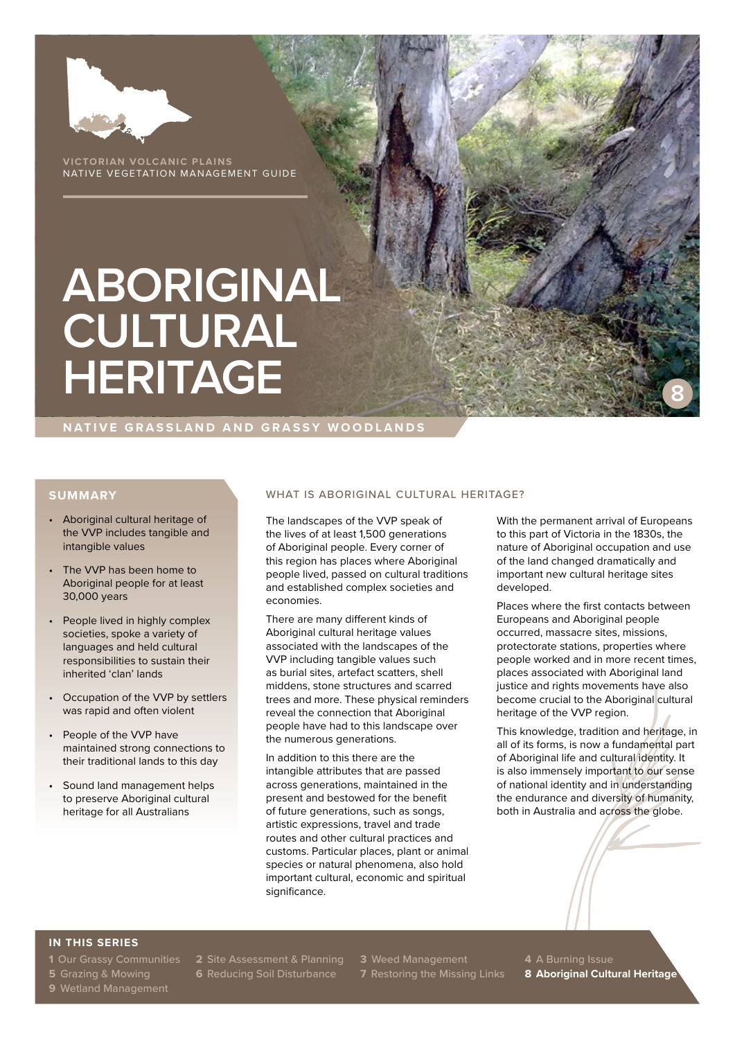VICTORIAN VOLCANIC PLAINS
NATIVE VEGETATION MANAGEMENT GUIDE

# ABORIGINAL CULTURAL HERITAGE

8

NATIVE GRASSLAND AND GRASSY WOODLANDS

## SUMMARY

- Aboriginal cultural heritage of the VVP includes tangible and intangible values
- The VVP has been home to Aboriginal people for at least 30,000 years
- People lived in highly complex societies, spoke a variety of languages and held cultural responsibilities to sustain their inherited 'clan' lands
- Occupation of the VVP by settlers was rapid and often violent
- People of the VVP have maintained strong connections to their traditional lands to this day
- Sound land management helps to preserve Aboriginal cultural heritage for all Australians

## WHAT IS ABORIGINAL CULTURAL HERITAGE?

The landscapes of the VVP speak of the lives of at least 1,500 generations of Aboriginal people. Every corner of this region has places where Aboriginal people lived, passed on cultural traditions and established complex societies and economies.

There are many different kinds of Aboriginal cultural heritage values associated with the landscapes of the VVP including tangible values such as burial sites, artefact scatters, shell middens, stone structures and scarred trees and more. These physical reminders reveal the connection that Aboriginal people have had to this landscape over the numerous generations.

In addition to this there are the intangible attributes that are passed across generations, maintained in the present and bestowed for the benefit of future generations, such as songs, artistic expressions, travel and trade routes and other cultural practices and customs. Particular places, plant or animal species or natural phenomena, also hold important cultural, economic and spiritual significance.

With the permanent arrival of Europeans to this part of Victoria in the 1830s, the nature of Aboriginal occupation and use of the land changed dramatically and important new cultural heritage sites developed.

Places where the first contacts between Europeans and Aboriginal people occurred, massacre sites, missions, protectorate stations, properties where people worked and in more recent times, places associated with Aboriginal land justice and rights movements have also become crucial to the Aboriginal cultural heritage of the VVP region.

This knowledge, tradition and heritage, in all of its forms, is now a fundamental part of Aboriginal life and cultural identity. It is also immensely important to our sense of national identity and in understanding the endurance and diversity of humanity, both in Australia and across the globe.

## IN THIS SERIES

**1** Our Grassy Communities
**2** Site Assessment & Planning
**3** Weed Management
**4** A Burning Issue
**5** Grazing & Mowing
**6** Reducing Soil Disturbance
**7** Restoring the Missing Links
**8 Aboriginal Cultural Heritage**
**9** Wetland Management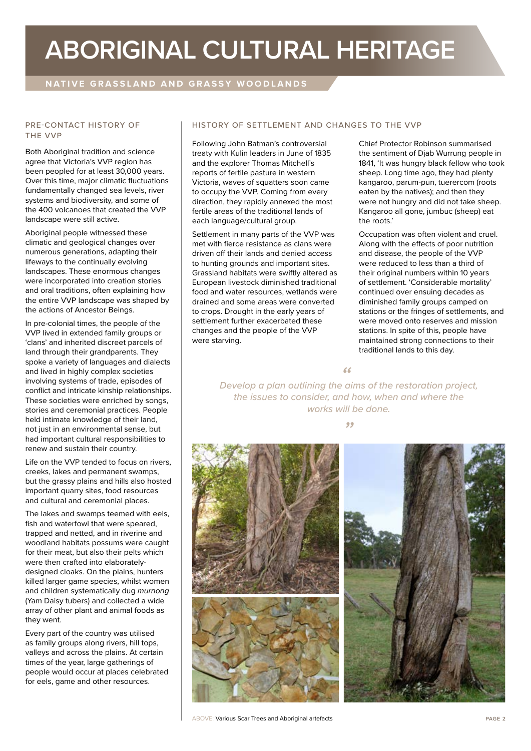# ABORIGINAL CULTURAL HERITAGE

## NATIVE GRASSLAND AND GRASSY WOODLANDS

### PRE-CONTACT HISTORY OF THE VVP

Both Aboriginal tradition and science agree that Victoria's VVP region has been peopled for at least 30,000 years. Over this time, major climatic fluctuations fundamentally changed sea levels, river systems and biodiversity, and some of the 400 volcanoes that created the VVP landscape were still active.

Aboriginal people witnessed these climatic and geological changes over numerous generations, adapting their lifeways to the continually evolving landscapes. These enormous changes were incorporated into creation stories and oral traditions, often explaining how the entire VVP landscape was shaped by the actions of Ancestor Beings.

In pre-colonial times, the people of the VVP lived in extended family groups or 'clans' and inherited discreet parcels of land through their grandparents. They spoke a variety of languages and dialects and lived in highly complex societies involving systems of trade, episodes of conflict and intricate kinship relationships. These societies were enriched by songs, stories and ceremonial practices. People held intimate knowledge of their land, not just in an environmental sense, but had important cultural responsibilities to renew and sustain their country.

Life on the VVP tended to focus on rivers, creeks, lakes and permanent swamps, but the grassy plains and hills also hosted important quarry sites, food resources and cultural and ceremonial places.

The lakes and swamps teemed with eels, fish and waterfowl that were speared, trapped and netted, and in riverine and woodland habitats possums were caught for their meat, but also their pelts which were then crafted into elaborately-designed cloaks. On the plains, hunters killed larger game species, whilst women and children systematically dug *murnong* (Yam Daisy tubers) and collected a wide array of other plant and animal foods as they went.

Every part of the country was utilised as family groups along rivers, hill tops, valleys and across the plains. At certain times of the year, large gatherings of people would occur at places celebrated for eels, game and other resources.

### HISTORY OF SETTLEMENT AND CHANGES TO THE VVP

Following John Batman's controversial treaty with Kulin leaders in June of 1835 and the explorer Thomas Mitchell's reports of fertile pasture in western Victoria, waves of squatters soon came to occupy the VVP. Coming from every direction, they rapidly annexed the most fertile areas of the traditional lands of each language/cultural group.

Settlement in many parts of the VVP was met with fierce resistance as clans were driven off their lands and denied access to hunting grounds and important sites. Grassland habitats were swiftly altered as European livestock diminished traditional food and water resources, wetlands were drained and some areas were converted to crops. Drought in the early years of settlement further exacerbated these changes and the people of the VVP were starving.

Chief Protector Robinson summarised the sentiment of Djab Wurrung people in 1841, 'It was hungry black fellow who took sheep. Long time ago, they had plenty kangaroo, parum-pun, tuerercom (roots eaten by the natives); and then they were not hungry and did not take sheep. Kangaroo all gone, jumbuc (sheep) eat the roots.'

Occupation was often violent and cruel. Along with the effects of poor nutrition and disease, the people of the VVP were reduced to less than a third of their original numbers within 10 years of settlement. 'Considerable mortality' continued over ensuing decades as diminished family groups camped on stations or the fringes of settlements, and were moved onto reserves and mission stations. In spite of this, people have maintained strong connections to their traditional lands to this day.

> *"Develop a plan outlining the aims of the restoration project, the issues to consider, and how, when and where the works will be done."*

ABOVE: Various Scar Trees and Aboriginal artefacts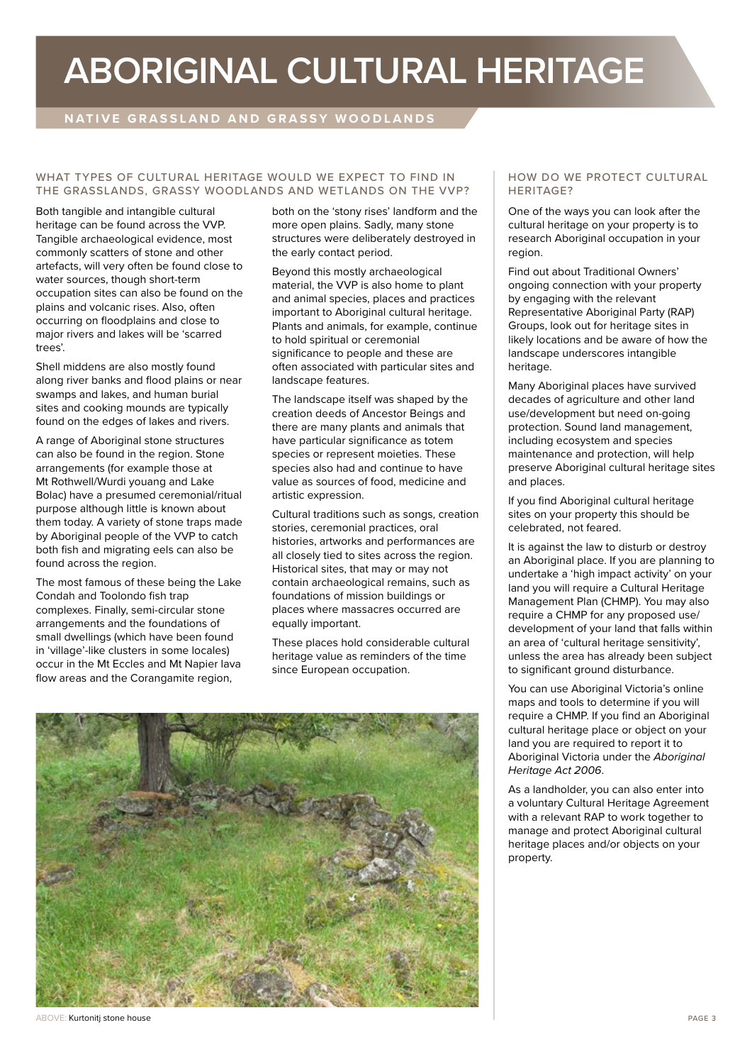# ABORIGINAL CULTURAL HERITAGE

## NATIVE GRASSLAND AND GRASSY WOODLANDS

### WHAT TYPES OF CULTURAL HERITAGE WOULD WE EXPECT TO FIND IN THE GRASSLANDS, GRASSY WOODLANDS AND WETLANDS ON THE VVP?

Both tangible and intangible cultural heritage can be found across the VVP. Tangible archaeological evidence, most commonly scatters of stone and other artefacts, will very often be found close to water sources, though short-term occupation sites can also be found on the plains and volcanic rises. Also, often occurring on floodplains and close to major rivers and lakes will be 'scarred trees'.

Shell middens are also mostly found along river banks and flood plains or near swamps and lakes, and human burial sites and cooking mounds are typically found on the edges of lakes and rivers.

A range of Aboriginal stone structures can also be found in the region. Stone arrangements (for example those at Mt Rothwell/Wurdi youang and Lake Bolac) have a presumed ceremonial/ritual purpose although little is known about them today. A variety of stone traps made by Aboriginal people of the VVP to catch both fish and migrating eels can also be found across the region.

The most famous of these being the Lake Condah and Toolondo fish trap complexes. Finally, semi-circular stone arrangements and the foundations of small dwellings (which have been found in 'village'-like clusters in some locales) occur in the Mt Eccles and Mt Napier lava flow areas and the Corangamite region, both on the 'stony rises' landform and the more open plains. Sadly, many stone structures were deliberately destroyed in the early contact period.

Beyond this mostly archaeological material, the VVP is also home to plant and animal species, places and practices important to Aboriginal cultural heritage. Plants and animals, for example, continue to hold spiritual or ceremonial significance to people and these are often associated with particular sites and landscape features.

The landscape itself was shaped by the creation deeds of Ancestor Beings and there are many plants and animals that have particular significance as totem species or represent moieties. These species also had and continue to have value as sources of food, medicine and artistic expression.

Cultural traditions such as songs, creation stories, ceremonial practices, oral histories, artworks and performances are all closely tied to sites across the region. Historical sites, that may or may not contain archaeological remains, such as foundations of mission buildings or places where massacres occurred are equally important.

These places hold considerable cultural heritage value as reminders of the time since European occupation.

ABOVE: Kurtonitj stone house

### HOW DO WE PROTECT CULTURAL HERITAGE?

One of the ways you can look after the cultural heritage on your property is to research Aboriginal occupation in your region.

Find out about Traditional Owners' ongoing connection with your property by engaging with the relevant Representative Aboriginal Party (RAP) Groups, look out for heritage sites in likely locations and be aware of how the landscape underscores intangible heritage.

Many Aboriginal places have survived decades of agriculture and other land use/development but need on-going protection. Sound land management, including ecosystem and species maintenance and protection, will help preserve Aboriginal cultural heritage sites and places.

If you find Aboriginal cultural heritage sites on your property this should be celebrated, not feared.

It is against the law to disturb or destroy an Aboriginal place. If you are planning to undertake a 'high impact activity' on your land you will require a Cultural Heritage Management Plan (CHMP). You may also require a CHMP for any proposed use/development of your land that falls within an area of 'cultural heritage sensitivity', unless the area has already been subject to significant ground disturbance.

You can use Aboriginal Victoria's online maps and tools to determine if you will require a CHMP. If you find an Aboriginal cultural heritage place or object on your land you are required to report it to Aboriginal Victoria under the *Aboriginal Heritage Act 2006*.

As a landholder, you can also enter into a voluntary Cultural Heritage Agreement with a relevant RAP to work together to manage and protect Aboriginal cultural heritage places and/or objects on your property.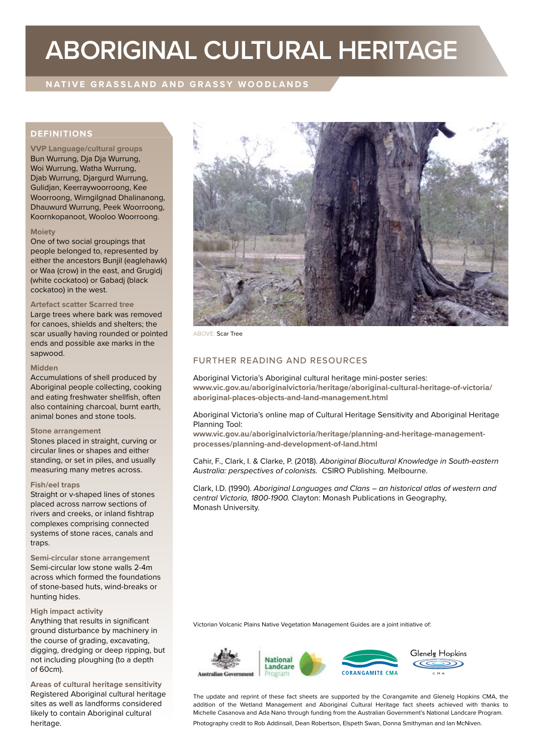# ABORIGINAL CULTURAL HERITAGE

## NATIVE GRASSLAND AND GRASSY WOODLANDS

### DEFINITIONS

**VVP Language/cultural groups**
Bun Wurrung, Dja Dja Wurrung, Woi Wurrung, Watha Wurrung, Djab Wurrung, Djargurd Wurrung, Gulidjan, Keerraywoorroong, Kee Woorroong, Wirngilgnad Dhalinanong, Dhauwurd Wurrung, Peek Woorroong, Koornkopanoot, Wooloo Woorroong.

**Moiety**
One of two social groupings that people belonged to, represented by either the ancestors Bunjil (eaglehawk) or Waa (crow) in the east, and Grugidj (white cockatoo) or Gabadj (black cockatoo) in the west.

**Artefact scatter Scarred tree**
Large trees where bark was removed for canoes, shields and shelters; the scar usually having rounded or pointed ends and possible axe marks in the sapwood.

**Midden**
Accumulations of shell produced by Aboriginal people collecting, cooking and eating freshwater shellfish, often also containing charcoal, burnt earth, animal bones and stone tools.

**Stone arrangement**
Stones placed in straight, curving or circular lines or shapes and either standing, or set in piles, and usually measuring many metres across.

**Fish/eel traps**
Straight or v-shaped lines of stones placed across narrow sections of rivers and creeks, or inland fishtrap complexes comprising connected systems of stone races, canals and traps.

**Semi-circular stone arrangement**
Semi-circular low stone walls 2-4m across which formed the foundations of stone-based huts, wind-breaks or hunting hides.

**High impact activity**
Anything that results in significant ground disturbance by machinery in the course of grading, excavating, digging, dredging or deep ripping, but not including ploughing (to a depth of 60cm).

**Areas of cultural heritage sensitivity**
Registered Aboriginal cultural heritage sites as well as landforms considered likely to contain Aboriginal cultural heritage.

ABOVE: Scar Tree

### FURTHER READING AND RESOURCES

Aboriginal Victoria's Aboriginal cultural heritage mini-poster series:
**www.vic.gov.au/aboriginalvictoria/heritage/aboriginal-cultural-heritage-of-victoria/aboriginal-places-objects-and-land-management.html**

Aboriginal Victoria's online map of Cultural Heritage Sensitivity and Aboriginal Heritage Planning Tool:
**www.vic.gov.au/aboriginalvictoria/heritage/planning-and-heritage-management-processes/planning-and-development-of-land.html**

Cahir, F., Clark, I. & Clarke, P. (2018). *Aboriginal Biocultural Knowledge in South-eastern Australia: perspectives of colonists.* CSIRO Publishing. Melbourne.

Clark, I.D. (1990). *Aboriginal Languages and Clans – an historical atlas of western and central Victoria, 1800-1900.* Clayton: Monash Publications in Geography, Monash University.

Victorian Volcanic Plains Native Vegetation Management Guides are a joint initiative of:

Australian Government | National Landcare Program | CORANGAMITE CMA | Glenelg Hopkins CMA

The update and reprint of these fact sheets are supported by the Corangamite and Glenelg Hopkins CMA, the addition of the Wetland Management and Aboriginal Cultural Heritage fact sheets achieved with thanks to Michelle Casanova and Ada Nano through funding from the Australian Government's National Landcare Program.

Photography credit to Rob Addinsall, Dean Robertson, Elspeth Swan, Donna Smithyman and Ian McNiven.